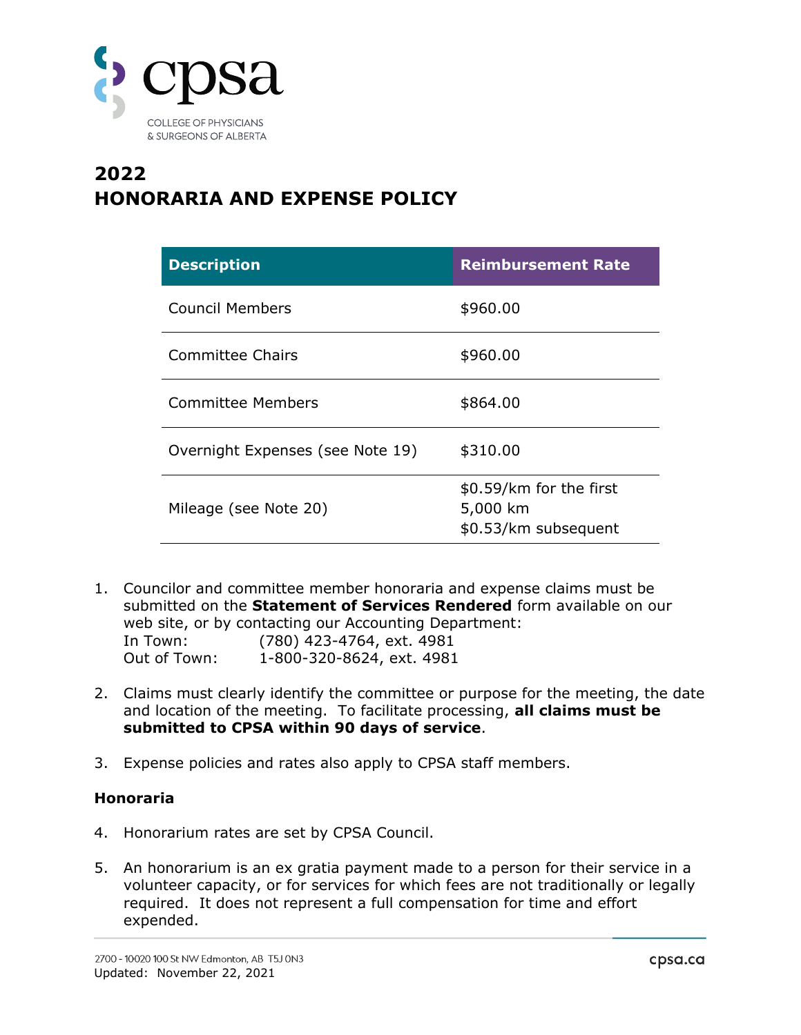COLLEGE OF PHYSICIANS & SURGEONS OF ALBERTA

# 2022
# HONORARIA AND EXPENSE POLICY

| Description | Reimbursement Rate |
|---|---|
| Council Members | $960.00 |
| Committee Chairs | $960.00 |
| Committee Members | $864.00 |
| Overnight Expenses (see Note 19) | $310.00 |
| Mileage (see Note 20) | $0.59/km for the first 5,000 km<br>$0.53/km subsequent |

1. Councilor and committee member honoraria and expense claims must be submitted on the **Statement of Services Rendered** form available on our web site, or by contacting our Accounting Department:
   In Town: (780) 423-4764, ext. 4981
   Out of Town: 1-800-320-8624, ext. 4981

2. Claims must clearly identify the committee or purpose for the meeting, the date and location of the meeting. To facilitate processing, **all claims must be submitted to CPSA within 90 days of service**.

3. Expense policies and rates also apply to CPSA staff members.

### Honoraria

4. Honorarium rates are set by CPSA Council.

5. An honorarium is an ex gratia payment made to a person for their service in a volunteer capacity, or for services for which fees are not traditionally or legally required. It does not represent a full compensation for time and effort expended.

2700 - 10020 100 St NW Edmonton, AB T5J 0N3
Updated: November 22, 2021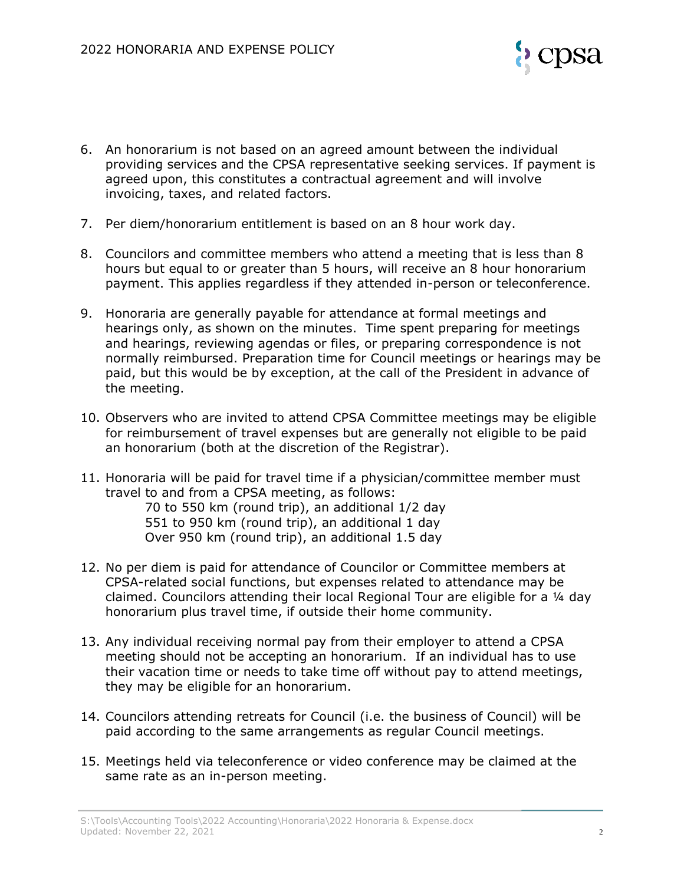6. An honorarium is not based on an agreed amount between the individual providing services and the CPSA representative seeking services. If payment is agreed upon, this constitutes a contractual agreement and will involve invoicing, taxes, and related factors.

7. Per diem/honorarium entitlement is based on an 8 hour work day.

8. Councilors and committee members who attend a meeting that is less than 8 hours but equal to or greater than 5 hours, will receive an 8 hour honorarium payment. This applies regardless if they attended in-person or teleconference.

9. Honoraria are generally payable for attendance at formal meetings and hearings only, as shown on the minutes. Time spent preparing for meetings and hearings, reviewing agendas or files, or preparing correspondence is not normally reimbursed. Preparation time for Council meetings or hearings may be paid, but this would be by exception, at the call of the President in advance of the meeting.

10. Observers who are invited to attend CPSA Committee meetings may be eligible for reimbursement of travel expenses but are generally not eligible to be paid an honorarium (both at the discretion of the Registrar).

11. Honoraria will be paid for travel time if a physician/committee member must travel to and from a CPSA meeting, as follows:
    - 70 to 550 km (round trip), an additional 1/2 day
    - 551 to 950 km (round trip), an additional 1 day
    - Over 950 km (round trip), an additional 1.5 day

12. No per diem is paid for attendance of Councilor or Committee members at CPSA-related social functions, but expenses related to attendance may be claimed. Councilors attending their local Regional Tour are eligible for a ¼ day honorarium plus travel time, if outside their home community.

13. Any individual receiving normal pay from their employer to attend a CPSA meeting should not be accepting an honorarium. If an individual has to use their vacation time or needs to take time off without pay to attend meetings, they may be eligible for an honorarium.

14. Councilors attending retreats for Council (i.e. the business of Council) will be paid according to the same arrangements as regular Council meetings.

15. Meetings held via teleconference or video conference may be claimed at the same rate as an in-person meeting.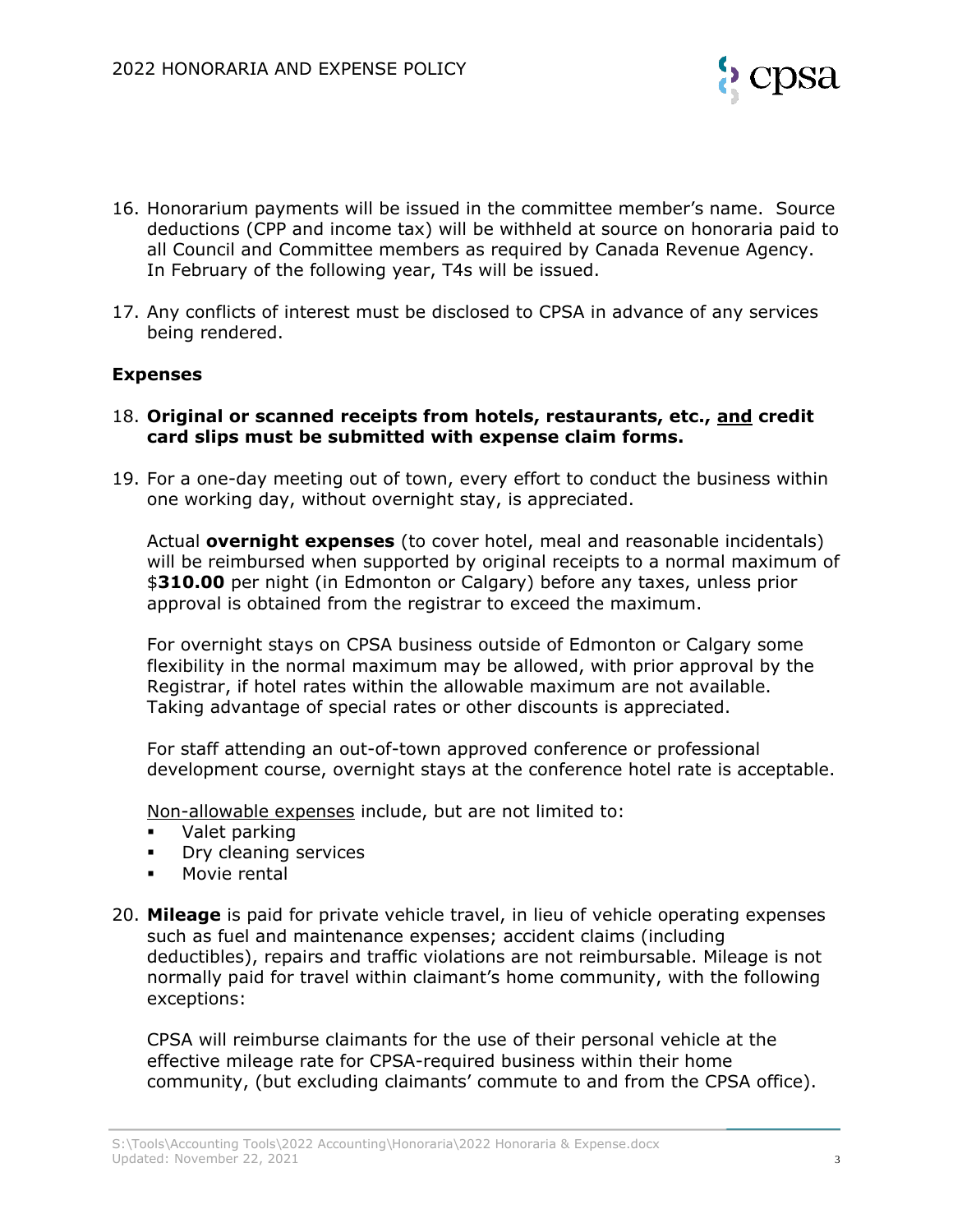16. Honorarium payments will be issued in the committee member's name. Source deductions (CPP and income tax) will be withheld at source on honoraria paid to all Council and Committee members as required by Canada Revenue Agency. In February of the following year, T4s will be issued.

17. Any conflicts of interest must be disclosed to CPSA in advance of any services being rendered.

### Expenses

18. **Original or scanned receipts from hotels, restaurants, etc., <u>and</u> credit card slips must be submitted with expense claim forms.**

19. For a one-day meeting out of town, every effort to conduct the business within one working day, without overnight stay, is appreciated.

    Actual **overnight expenses** (to cover hotel, meal and reasonable incidentals) will be reimbursed when supported by original receipts to a normal maximum of $**310.00** per night (in Edmonton or Calgary) before any taxes, unless prior approval is obtained from the registrar to exceed the maximum.

    For overnight stays on CPSA business outside of Edmonton or Calgary some flexibility in the normal maximum may be allowed, with prior approval by the Registrar, if hotel rates within the allowable maximum are not available. Taking advantage of special rates or other discounts is appreciated.

    For staff attending an out-of-town approved conference or professional development course, overnight stays at the conference hotel rate is acceptable.

    <u>Non-allowable expenses</u> include, but are not limited to:

    - Valet parking
    - Dry cleaning services
    - Movie rental

20. **Mileage** is paid for private vehicle travel, in lieu of vehicle operating expenses such as fuel and maintenance expenses; accident claims (including deductibles), repairs and traffic violations are not reimbursable. Mileage is not normally paid for travel within claimant's home community, with the following exceptions:

    CPSA will reimburse claimants for the use of their personal vehicle at the effective mileage rate for CPSA-required business within their home community, (but excluding claimants' commute to and from the CPSA office).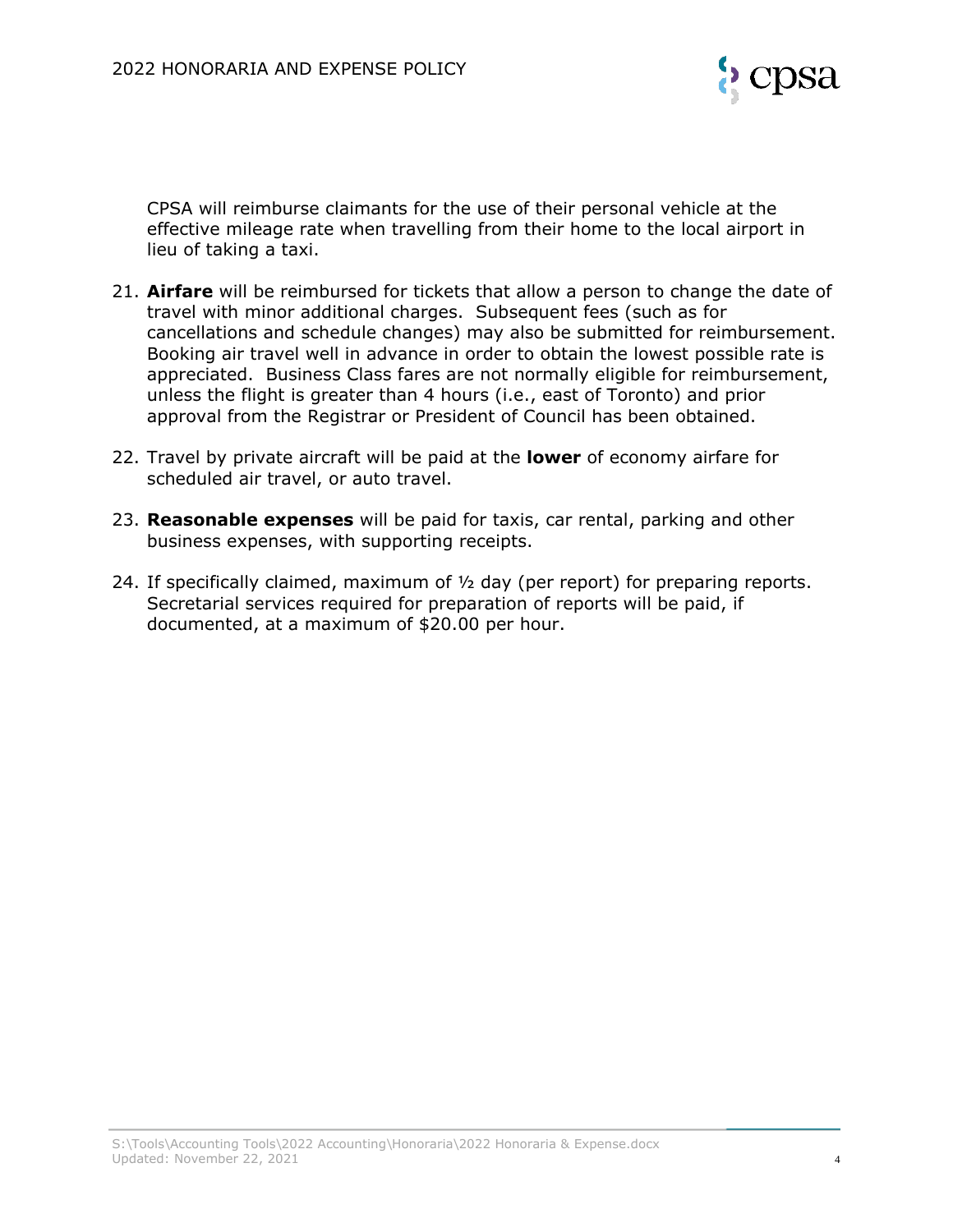CPSA will reimburse claimants for the use of their personal vehicle at the effective mileage rate when travelling from their home to the local airport in lieu of taking a taxi.

21. **Airfare** will be reimbursed for tickets that allow a person to change the date of travel with minor additional charges. Subsequent fees (such as for cancellations and schedule changes) may also be submitted for reimbursement. Booking air travel well in advance in order to obtain the lowest possible rate is appreciated. Business Class fares are not normally eligible for reimbursement, unless the flight is greater than 4 hours (i.e., east of Toronto) and prior approval from the Registrar or President of Council has been obtained.

22. Travel by private aircraft will be paid at the **lower** of economy airfare for scheduled air travel, or auto travel.

23. **Reasonable expenses** will be paid for taxis, car rental, parking and other business expenses, with supporting receipts.

24. If specifically claimed, maximum of ½ day (per report) for preparing reports. Secretarial services required for preparation of reports will be paid, if documented, at a maximum of $20.00 per hour.